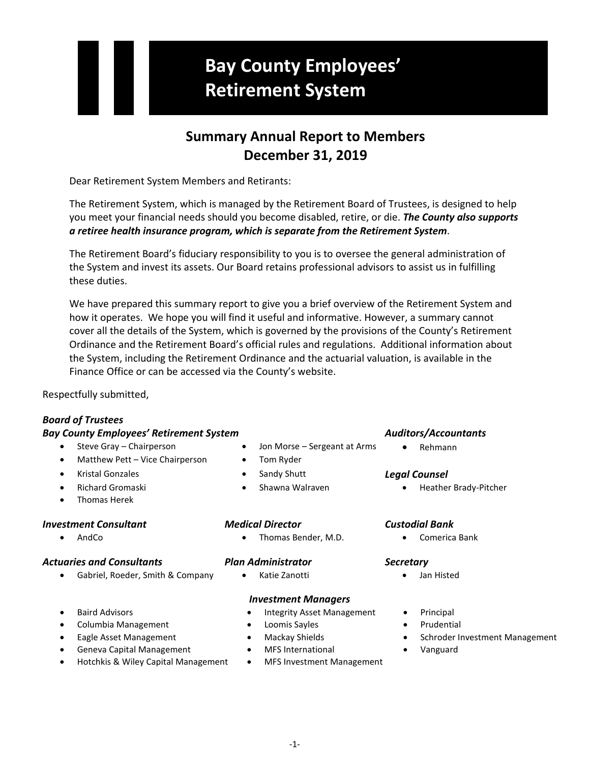# Bay County Employees' Retirement System

## Summary Annual Report to Members
## December 31, 2019

Dear Retirement System Members and Retirants:

The Retirement System, which is managed by the Retirement Board of Trustees, is designed to help you meet your financial needs should you become disabled, retire, or die. ***The County also supports a retiree health insurance program, which is separate from the Retirement System***.

The Retirement Board's fiduciary responsibility to you is to oversee the general administration of the System and invest its assets. Our Board retains professional advisors to assist us in fulfilling these duties.

We have prepared this summary report to give you a brief overview of the Retirement System and how it operates. We hope you will find it useful and informative. However, a summary cannot cover all the details of the System, which is governed by the provisions of the County's Retirement Ordinance and the Retirement Board's official rules and regulations. Additional information about the System, including the Retirement Ordinance and the actuarial valuation, is available in the Finance Office or can be accessed via the County's website.

Respectfully submitted,

***Board of Trustees***
***Bay County Employees' Retirement System***

- Steve Gray – Chairperson
- Matthew Pett – Vice Chairperson
- Kristal Gonzales
- Richard Gromaski
- Thomas Herek
- Jon Morse – Sergeant at Arms
- Tom Ryder
- Sandy Shutt
- Shawna Walraven

***Auditors/Accountants***

- Rehmann

***Legal Counsel***

- Heather Brady-Pitcher

***Investment Consultant***

- AndCo

***Medical Director***

- Thomas Bender, M.D.

***Custodial Bank***

- Comerica Bank

***Actuaries and Consultants***

- Gabriel, Roeder, Smith & Company

***Plan Administrator***

- Katie Zanotti

***Secretary***

- Jan Histed

***Investment Managers***

- Baird Advisors
- Columbia Management
- Eagle Asset Management
- Geneva Capital Management
- Hotchkis & Wiley Capital Management
- Integrity Asset Management
- Loomis Sayles
- Mackay Shields
- MFS International
- MFS Investment Management
- Principal
- Prudential
- Schroder Investment Management
- Vanguard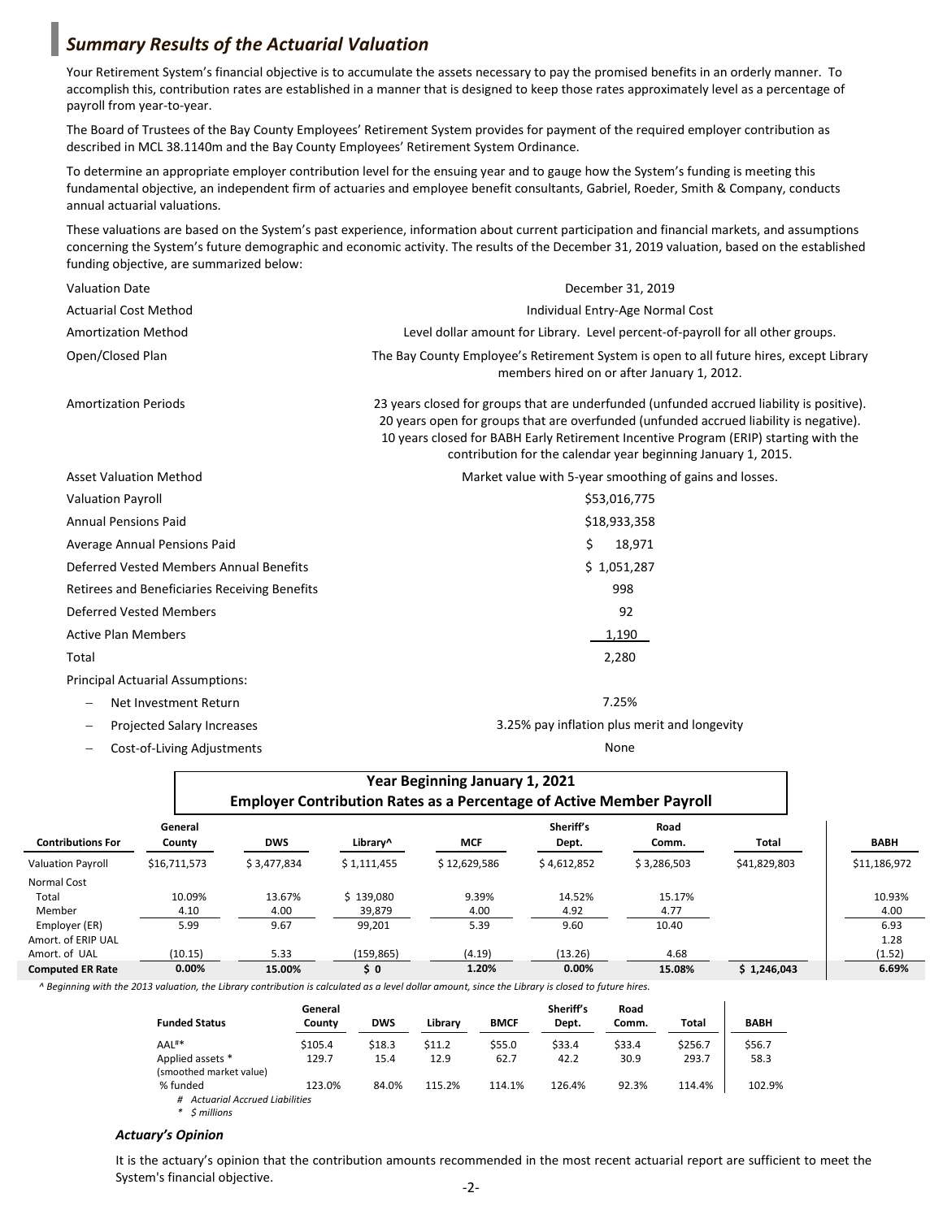## *Summary Results of the Actuarial Valuation*

Your Retirement System's financial objective is to accumulate the assets necessary to pay the promised benefits in an orderly manner. To accomplish this, contribution rates are established in a manner that is designed to keep those rates approximately level as a percentage of payroll from year-to-year.

The Board of Trustees of the Bay County Employees' Retirement System provides for payment of the required employer contribution as described in MCL 38.1140m and the Bay County Employees' Retirement System Ordinance.

To determine an appropriate employer contribution level for the ensuing year and to gauge how the System's funding is meeting this fundamental objective, an independent firm of actuaries and employee benefit consultants, Gabriel, Roeder, Smith & Company, conducts annual actuarial valuations.

These valuations are based on the System's past experience, information about current participation and financial markets, and assumptions concerning the System's future demographic and economic activity. The results of the December 31, 2019 valuation, based on the established funding objective, are summarized below:

| | |
|---|---|
| Valuation Date | December 31, 2019 |
| Actuarial Cost Method | Individual Entry-Age Normal Cost |
| Amortization Method | Level dollar amount for Library. Level percent-of-payroll for all other groups. |
| Open/Closed Plan | The Bay County Employee's Retirement System is open to all future hires, except Library members hired on or after January 1, 2012. |
| Amortization Periods | 23 years closed for groups that are underfunded (unfunded accrued liability is positive). 20 years open for groups that are overfunded (unfunded accrued liability is negative). 10 years closed for BABH Early Retirement Incentive Program (ERIP) starting with the contribution for the calendar year beginning January 1, 2015. |
| Asset Valuation Method | Market value with 5-year smoothing of gains and losses. |
| Valuation Payroll | $53,016,775 |
| Annual Pensions Paid | $18,933,358 |
| Average Annual Pensions Paid | $ 18,971 |
| Deferred Vested Members Annual Benefits | $ 1,051,287 |
| Retirees and Beneficiaries Receiving Benefits | 998 |
| Deferred Vested Members | 92 |
| Active Plan Members | 1,190 |
| Total | 2,280 |

Principal Actuarial Assumptions:

- Net Investment Return: 7.25%
- Projected Salary Increases: 3.25% pay inflation plus merit and longevity
- Cost-of-Living Adjustments: None

**Year Beginning January 1, 2021**
**Employer Contribution Rates as a Percentage of Active Member Payroll**

| Contributions For | General County | DWS | Library^ | MCF | Sheriff's Dept. | Road Comm. | Total | BABH |
|---|---|---|---|---|---|---|---|---|
| Valuation Payroll | $16,711,573 | $ 3,477,834 | $ 1,111,455 | $ 12,629,586 | $ 4,612,852 | $ 3,286,503 | $41,829,803 | $11,186,972 |
| Normal Cost | | | | | | | | |
| Total | 10.09% | 13.67% | $ 139,080 | 9.39% | 14.52% | 15.17% | | 10.93% |
| Member | 4.10 | 4.00 | 39,879 | 4.00 | 4.92 | 4.77 | | 4.00 |
| Employer (ER) | 5.99 | 9.67 | 99,201 | 5.39 | 9.60 | 10.40 | | 6.93 |
| Amort. of ERIP UAL | | | | | | | | 1.28 |
| Amort. of UAL | (10.15) | 5.33 | (159,865) | (4.19) | (13.26) | 4.68 | | (1.52) |
| **Computed ER Rate** | **0.00%** | **15.00%** | **$ 0** | **1.20%** | **0.00%** | **15.08%** | **$ 1,246,043** | **6.69%** |

*^ Beginning with the 2013 valuation, the Library contribution is calculated as a level dollar amount, since the Library is closed to future hires.*

| Funded Status | General County | DWS | Library | BMCF | Sheriff's Dept. | Road Comm. | Total | BABH |
|---|---|---|---|---|---|---|---|---|
| AAL#* | $105.4 | $18.3 | $11.2 | $55.0 | $33.4 | $33.4 | $256.7 | $56.7 |
| Applied assets * (smoothed market value) | 129.7 | 15.4 | 12.9 | 62.7 | 42.2 | 30.9 | 293.7 | 58.3 |
| % funded | 123.0% | 84.0% | 115.2% | 114.1% | 126.4% | 92.3% | 114.4% | 102.9% |

*# Actuarial Accrued Liabilities*
*\* $ millions*

### *Actuary's Opinion*

It is the actuary's opinion that the contribution amounts recommended in the most recent actuarial report are sufficient to meet the System's financial objective.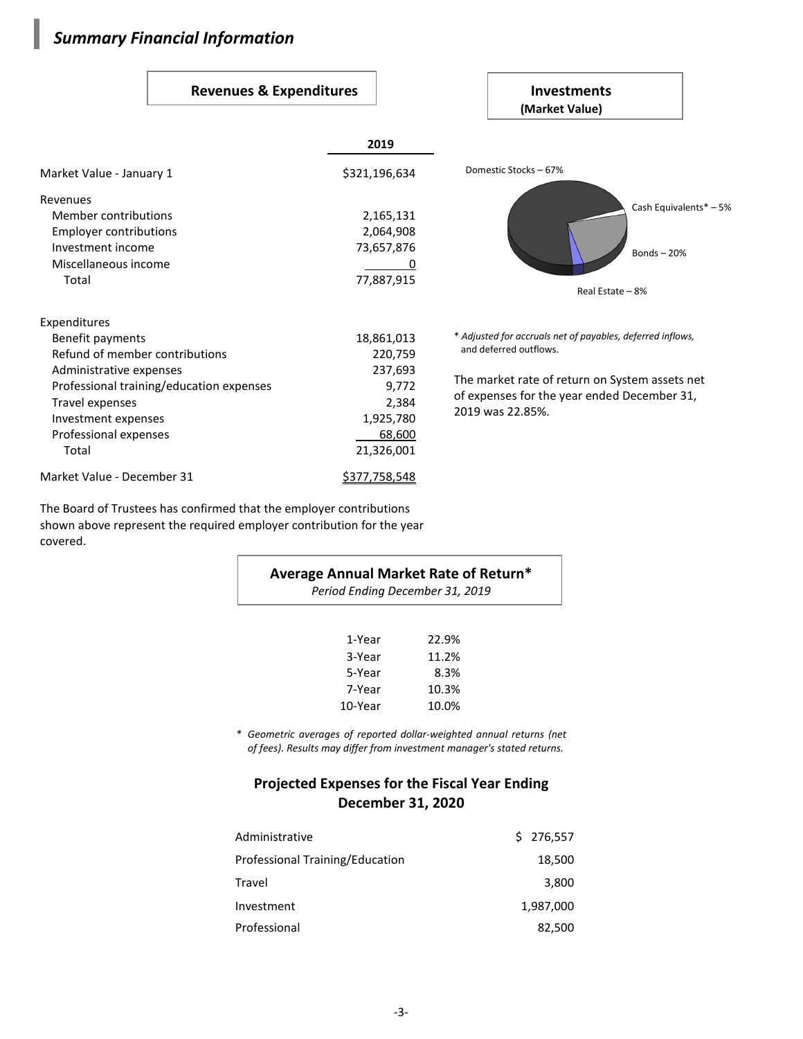## *Summary Financial Information*

### Revenues & Expenditures

| | 2019 |
|---|---|
| Market Value - January 1 | $321,196,634 |
| Revenues | |
| Member contributions | 2,165,131 |
| Employer contributions | 2,064,908 |
| Investment income | 73,657,876 |
| Miscellaneous income | 0 |
| Total | 77,887,915 |
| Expenditures | |
| Benefit payments | 18,861,013 |
| Refund of member contributions | 220,759 |
| Administrative expenses | 237,693 |
| Professional training/education expenses | 9,772 |
| Travel expenses | 2,384 |
| Investment expenses | 1,925,780 |
| Professional expenses | 68,600 |
| Total | 21,326,001 |
| Market Value - December 31 | $377,758,548 |

The Board of Trustees has confirmed that the employer contributions shown above represent the required employer contribution for the year covered.

### Investments
**(Market Value)**

Domestic Stocks – 67%

Cash Equivalents* – 5%

Bonds – 20%

Real Estate – 8%

* *Adjusted for accruals net of payables, deferred inflows, and deferred outflows.*

The market rate of return on System assets net of expenses for the year ended December 31, 2019 was 22.85%.

### Average Annual Market Rate of Return*
*Period Ending December 31, 2019*

| | |
|---|---|
| 1-Year | 22.9% |
| 3-Year | 11.2% |
| 5-Year | 8.3% |
| 7-Year | 10.3% |
| 10-Year | 10.0% |

* *Geometric averages of reported dollar-weighted annual returns (net of fees). Results may differ from investment manager's stated returns.*

### Projected Expenses for the Fiscal Year Ending December 31, 2020

| | |
|---|---|
| Administrative | $ 276,557 |
| Professional Training/Education | 18,500 |
| Travel | 3,800 |
| Investment | 1,987,000 |
| Professional | 82,500 |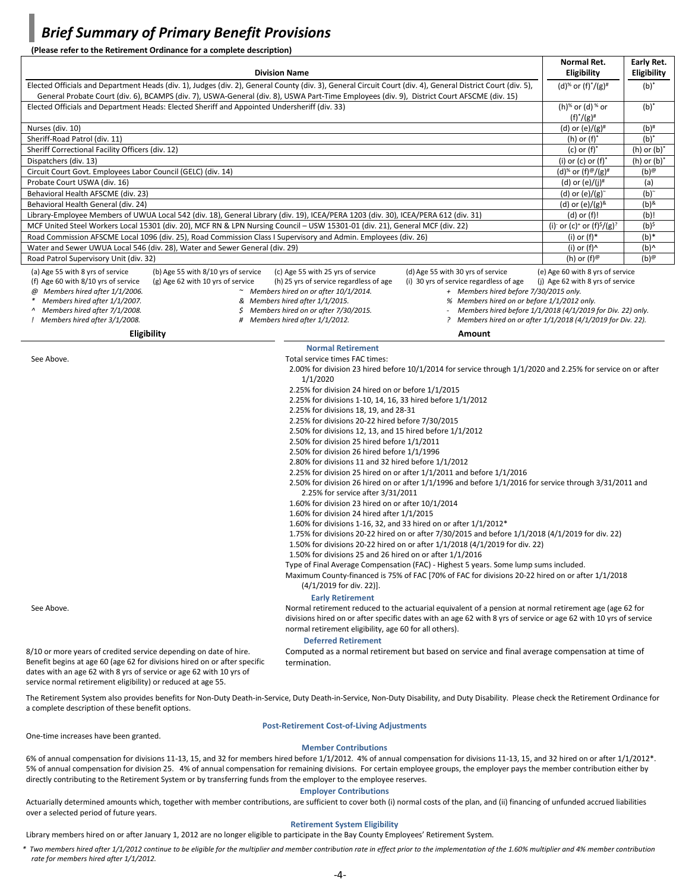# *Brief Summary of Primary Benefit Provisions*

**(Please refer to the Retirement Ordinance for a complete description)**

| Division Name | Normal Ret. Eligibility | Early Ret. Eligibility |
|---|---|---|
| Elected Officials and Department Heads (div. 1), Judges (div. 2), General County (div. 3), General Circuit Court (div. 4), General District Court (div. 5), General Probate Court (div. 6), BCAMPS (div. 7), USWA-General (div. 8), USWA Part-Time Employees (div. 9), District Court AFSCME (div. 15) | (d)% or (f)*/(g)# | (b)* |
| Elected Officials and Department Heads: Elected Sheriff and Appointed Undersheriff (div. 33) | (h)% or (d)% or (f)*/(g)# | (b)* |
| Nurses (div. 10) | (d) or (e)/(g)# | (b)# |
| Sheriff-Road Patrol (div. 11) | (h) or (f)* | (b)* |
| Sheriff Correctional Facility Officers (div. 12) | (c) or (f)* | (h) or (b)* |
| Dispatchers (div. 13) | (i) or (c) or (f)* | (h) or (b)* |
| Circuit Court Govt. Employees Labor Council (GELC) (div. 14) | (d)% or (f)@/(g)# | (b)@ |
| Probate Court USWA (div. 16) | (d) or (e)/(j)# | (a) |
| Behavioral Health AFSCME (div. 23) | (d) or (e)/(g)~ | (b)~ |
| Behavioral Health General (div. 24) | (d) or (e)/(g)& | (b)& |
| Library-Employee Members of UWUA Local 542 (div. 18), General Library (div. 19), ICEA/PERA 1203 (div. 30), ICEA/PERA 612 (div. 31) | (d) or (f)! | (b)! |
| MCF United Steel Workers Local 15301 (div. 20), MCF RN & LPN Nursing Council – USW 15301-01 (div. 21), General MCF (div. 22) | (i)- or (c)+ or (f)$/(g)? | (b)$ |
| Road Commission AFSCME Local 1096 (div. 25), Road Commission Class I Supervisory and Admin. Employees (div. 26) | (i) or (f)* | (b)* |
| Water and Sewer UWUA Local 546 (div. 28), Water and Sewer General (div. 29) | (i) or (f)^ | (b)^ |
| Road Patrol Supervisory Unit (div. 32) | (h) or (f)@ | (b)@ |

(a) Age 55 with 8 yrs of service
(b) Age 55 with 8/10 yrs of service
(c) Age 55 with 25 yrs of service
(d) Age 55 with 30 yrs of service
(e) Age 60 with 8 yrs of service
(f) Age 60 with 8/10 yrs of service
(g) Age 62 with 10 yrs of service
(h) 25 yrs of service regardless of age
(i) 30 yrs of service regardless of age
(j) Age 62 with 8 yrs of service

@ *Members hired after 1/1/2006.*
\* *Members hired after 1/1/2007.*
^ *Members hired after 7/1/2008.*
! *Members hired after 3/1/2008.*
~ *Members hired on or after 10/1/2014.*
& *Members hired after 1/1/2015.*
$ *Members hired on or after 7/30/2015.*
\# *Members hired after 1/1/2012.*
\+ *Members hired before 7/30/2015 only.*
% *Members hired on or before 1/1/2012 only.*
\- *Members hired before 1/1/2018 (4/1/2019 for Div. 22) only.*
? *Members hired on or after 1/1/2018 (4/1/2019 for Div. 22).*

| Eligibility | Amount |
|---|---|
| | **Normal Retirement** |
| See Above. | Total service times FAC times:<br>2.00% for division 23 hired before 10/1/2014 for service through 1/1/2020 and 2.25% for service on or after 1/1/2020<br>2.25% for division 24 hired on or before 1/1/2015<br>2.25% for divisions 1-10, 14, 16, 33 hired before 1/1/2012<br>2.25% for divisions 18, 19, and 28-31<br>2.25% for divisions 20-22 hired before 7/30/2015<br>2.50% for divisions 12, 13, and 15 hired before 1/1/2012<br>2.50% for division 25 hired before 1/1/2011<br>2.50% for division 26 hired before 1/1/1996<br>2.80% for divisions 11 and 32 hired before 1/1/2012<br>2.25% for division 25 hired on or after 1/1/2011 and before 1/1/2016<br>2.50% for division 26 hired on or after 1/1/1996 and before 1/1/2016 for service through 3/31/2011 and 2.25% for service after 3/31/2011<br>1.60% for division 23 hired on or after 10/1/2014<br>1.60% for division 24 hired after 1/1/2015<br>1.60% for divisions 1-16, 32, and 33 hired on or after 1/1/2012*<br>1.75% for divisions 20-22 hired on or after 7/30/2015 and before 1/1/2018 (4/1/2019 for div. 22)<br>1.50% for divisions 20-22 hired on or after 1/1/2018 (4/1/2019 for div. 22)<br>1.50% for divisions 25 and 26 hired on or after 1/1/2016<br>Type of Final Average Compensation (FAC) - Highest 5 years. Some lump sums included.<br>Maximum County-financed is 75% of FAC [70% of FAC for divisions 20-22 hired on or after 1/1/2018 (4/1/2019 for div. 22)]. |
| | **Early Retirement** |
| See Above. | Normal retirement reduced to the actuarial equivalent of a pension at normal retirement age (age 62 for divisions hired on or after specific dates with an age 62 with 8 yrs of service or age 62 with 10 yrs of service normal retirement eligibility, age 60 for all others). |
| | **Deferred Retirement** |
| 8/10 or more years of credited service depending on date of hire. Benefit begins at age 60 (age 62 for divisions hired on or after specific dates with an age 62 with 8 yrs of service or age 62 with 10 yrs of service normal retirement eligibility) or reduced at age 55. | Computed as a normal retirement but based on service and final average compensation at time of termination. |

The Retirement System also provides benefits for Non-Duty Death-in-Service, Duty Death-in-Service, Non-Duty Disability, and Duty Disability. Please check the Retirement Ordinance for a complete description of these benefit options.

**Post-Retirement Cost-of-Living Adjustments**

One-time increases have been granted.

**Member Contributions**

6% of annual compensation for divisions 11-13, 15, and 32 for members hired before 1/1/2012. 4% of annual compensation for divisions 11-13, 15, and 32 hired on or after 1/1/2012*. 5% of annual compensation for division 25. 4% of annual compensation for remaining divisions. For certain employee groups, the employer pays the member contribution either by directly contributing to the Retirement System or by transferring funds from the employer to the employee reserves.

**Employer Contributions**

Actuarially determined amounts which, together with member contributions, are sufficient to cover both (i) normal costs of the plan, and (ii) financing of unfunded accrued liabilities over a selected period of future years.

**Retirement System Eligibility**

Library members hired on or after January 1, 2012 are no longer eligible to participate in the Bay County Employees' Retirement System.

\* *Two members hired after 1/1/2012 continue to be eligible for the multiplier and member contribution rate in effect prior to the implementation of the 1.60% multiplier and 4% member contribution rate for members hired after 1/1/2012.*